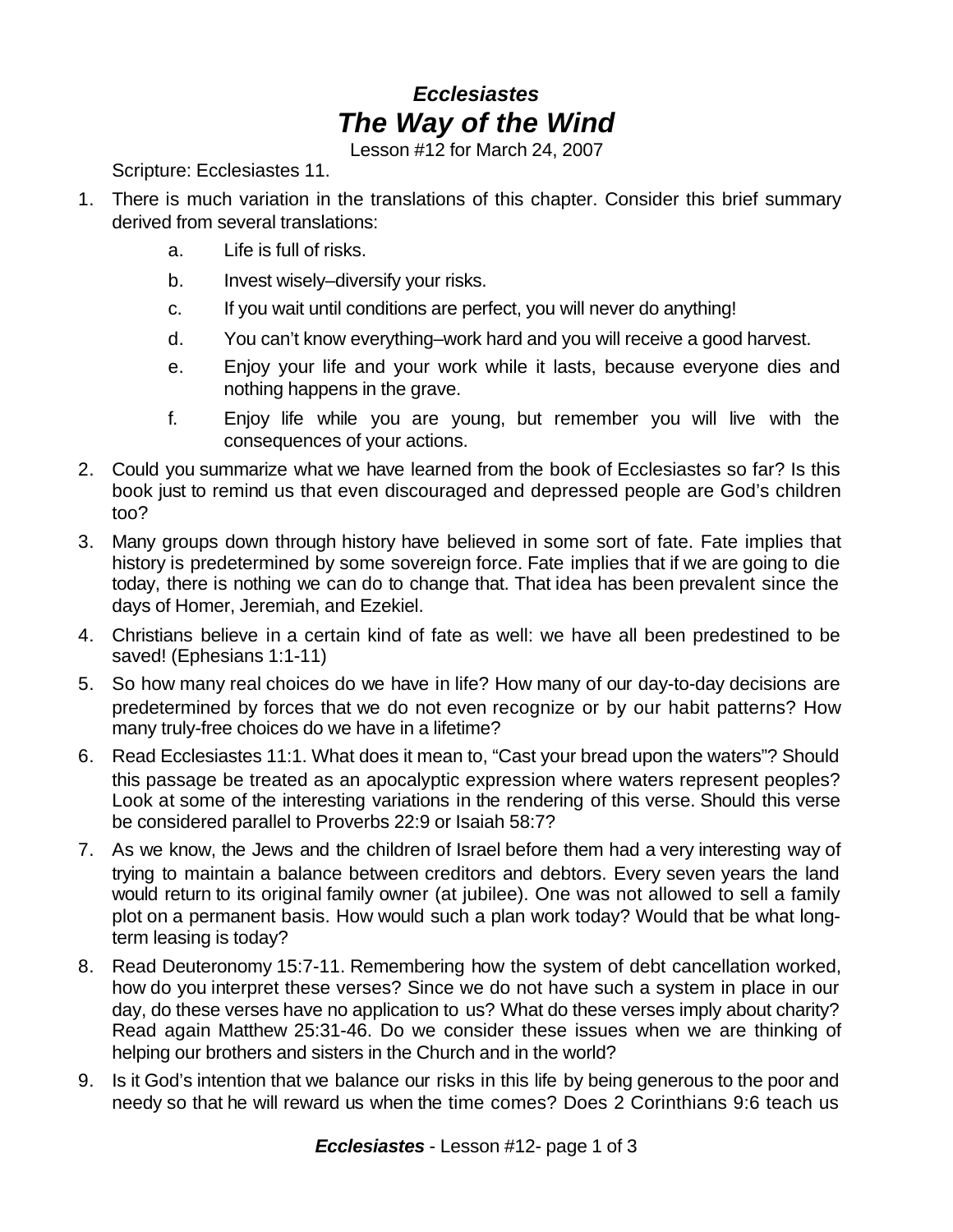# *Ecclesiastes*
# *The Way of the Wind*

Lesson #12 for March 24, 2007

Scripture: Ecclesiastes 11.

1. There is much variation in the translations of this chapter. Consider this brief summary derived from several translations:
    a. Life is full of risks.
    b. Invest wisely–diversify your risks.
    c. If you wait until conditions are perfect, you will never do anything!
    d. You can't know everything–work hard and you will receive a good harvest.
    e. Enjoy your life and your work while it lasts, because everyone dies and nothing happens in the grave.
    f. Enjoy life while you are young, but remember you will live with the consequences of your actions.
2. Could you summarize what we have learned from the book of Ecclesiastes so far? Is this book just to remind us that even discouraged and depressed people are God's children too?
3. Many groups down through history have believed in some sort of fate. Fate implies that history is predetermined by some sovereign force. Fate implies that if we are going to die today, there is nothing we can do to change that. That idea has been prevalent since the days of Homer, Jeremiah, and Ezekiel.
4. Christians believe in a certain kind of fate as well: we have all been predestined to be saved! (Ephesians 1:1-11)
5. So how many real choices do we have in life? How many of our day-to-day decisions are predetermined by forces that we do not even recognize or by our habit patterns? How many truly-free choices do we have in a lifetime?
6. Read Ecclesiastes 11:1. What does it mean to, "Cast your bread upon the waters"? Should this passage be treated as an apocalyptic expression where waters represent peoples? Look at some of the interesting variations in the rendering of this verse. Should this verse be considered parallel to Proverbs 22:9 or Isaiah 58:7?
7. As we know, the Jews and the children of Israel before them had a very interesting way of trying to maintain a balance between creditors and debtors. Every seven years the land would return to its original family owner (at jubilee). One was not allowed to sell a family plot on a permanent basis. How would such a plan work today? Would that be what long-term leasing is today?
8. Read Deuteronomy 15:7-11. Remembering how the system of debt cancellation worked, how do you interpret these verses? Since we do not have such a system in place in our day, do these verses have no application to us? What do these verses imply about charity? Read again Matthew 25:31-46. Do we consider these issues when we are thinking of helping our brothers and sisters in the Church and in the world?
9. Is it God's intention that we balance our risks in this life by being generous to the poor and needy so that he will reward us when the time comes? Does 2 Corinthians 9:6 teach us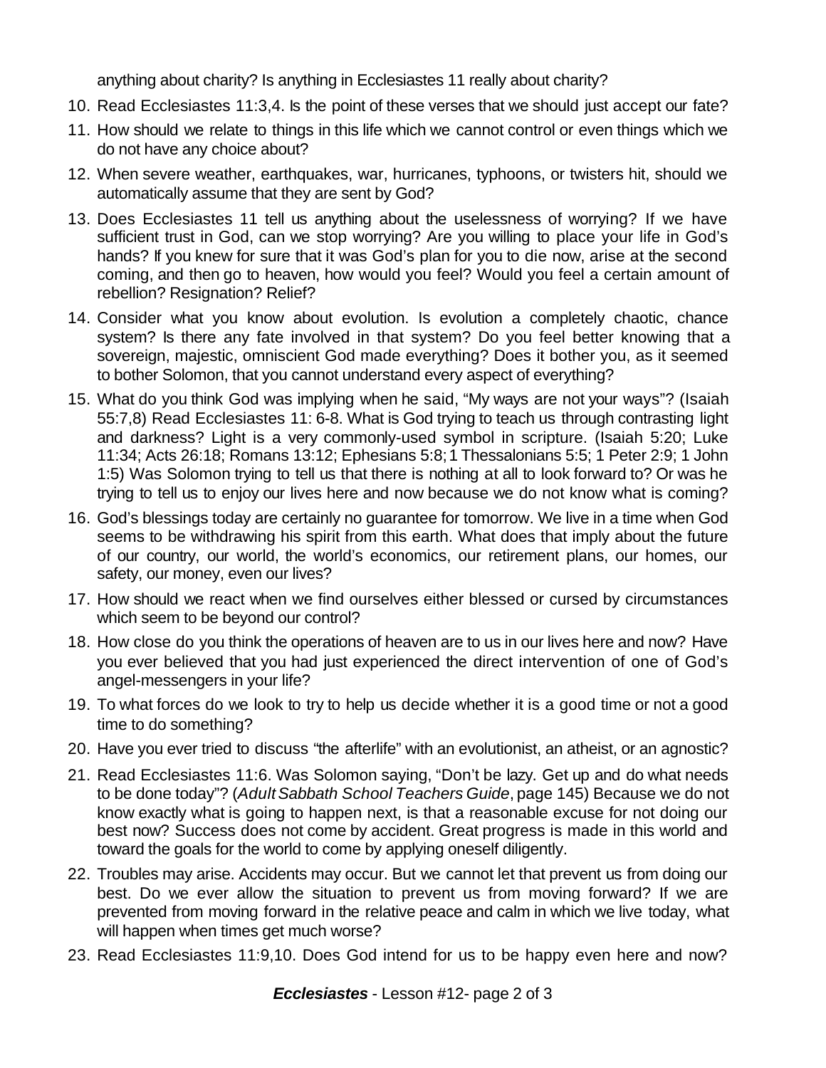anything about charity? Is anything in Ecclesiastes 11 really about charity?

10. Read Ecclesiastes 11:3,4. Is the point of these verses that we should just accept our fate?
11. How should we relate to things in this life which we cannot control or even things which we do not have any choice about?
12. When severe weather, earthquakes, war, hurricanes, typhoons, or twisters hit, should we automatically assume that they are sent by God?
13. Does Ecclesiastes 11 tell us anything about the uselessness of worrying? If we have sufficient trust in God, can we stop worrying? Are you willing to place your life in God's hands? If you knew for sure that it was God's plan for you to die now, arise at the second coming, and then go to heaven, how would you feel? Would you feel a certain amount of rebellion? Resignation? Relief?
14. Consider what you know about evolution. Is evolution a completely chaotic, chance system? Is there any fate involved in that system? Do you feel better knowing that a sovereign, majestic, omniscient God made everything? Does it bother you, as it seemed to bother Solomon, that you cannot understand every aspect of everything?
15. What do you think God was implying when he said, "My ways are not your ways"? (Isaiah 55:7,8) Read Ecclesiastes 11: 6-8. What is God trying to teach us through contrasting light and darkness? Light is a very commonly-used symbol in scripture. (Isaiah 5:20; Luke 11:34; Acts 26:18; Romans 13:12; Ephesians 5:8; 1 Thessalonians 5:5; 1 Peter 2:9; 1 John 1:5) Was Solomon trying to tell us that there is nothing at all to look forward to? Or was he trying to tell us to enjoy our lives here and now because we do not know what is coming?
16. God's blessings today are certainly no guarantee for tomorrow. We live in a time when God seems to be withdrawing his spirit from this earth. What does that imply about the future of our country, our world, the world's economics, our retirement plans, our homes, our safety, our money, even our lives?
17. How should we react when we find ourselves either blessed or cursed by circumstances which seem to be beyond our control?
18. How close do you think the operations of heaven are to us in our lives here and now? Have you ever believed that you had just experienced the direct intervention of one of God's angel-messengers in your life?
19. To what forces do we look to try to help us decide whether it is a good time or not a good time to do something?
20. Have you ever tried to discuss "the afterlife" with an evolutionist, an atheist, or an agnostic?
21. Read Ecclesiastes 11:6. Was Solomon saying, "Don't be lazy. Get up and do what needs to be done today"? (*Adult Sabbath School Teachers Guide*, page 145) Because we do not know exactly what is going to happen next, is that a reasonable excuse for not doing our best now? Success does not come by accident. Great progress is made in this world and toward the goals for the world to come by applying oneself diligently.
22. Troubles may arise. Accidents may occur. But we cannot let that prevent us from doing our best. Do we ever allow the situation to prevent us from moving forward? If we are prevented from moving forward in the relative peace and calm in which we live today, what will happen when times get much worse?
23. Read Ecclesiastes 11:9,10. Does God intend for us to be happy even here and now?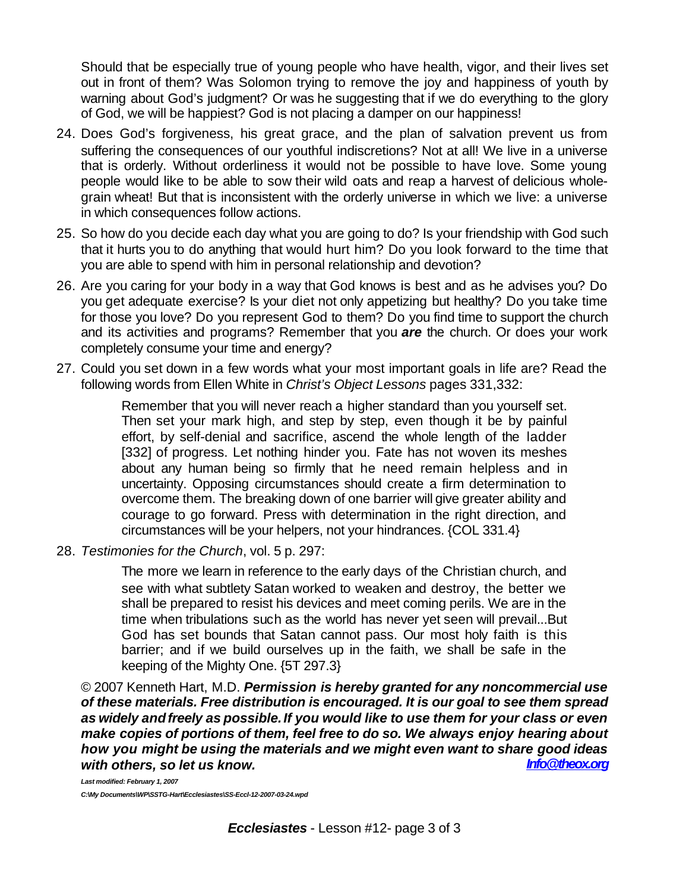Should that be especially true of young people who have health, vigor, and their lives set out in front of them? Was Solomon trying to remove the joy and happiness of youth by warning about God's judgment? Or was he suggesting that if we do everything to the glory of God, we will be happiest? God is not placing a damper on our happiness!

24. Does God's forgiveness, his great grace, and the plan of salvation prevent us from suffering the consequences of our youthful indiscretions? Not at all! We live in a universe that is orderly. Without orderliness it would not be possible to have love. Some young people would like to be able to sow their wild oats and reap a harvest of delicious whole-grain wheat! But that is inconsistent with the orderly universe in which we live: a universe in which consequences follow actions.

25. So how do you decide each day what you are going to do? Is your friendship with God such that it hurts you to do anything that would hurt him? Do you look forward to the time that you are able to spend with him in personal relationship and devotion?

26. Are you caring for your body in a way that God knows is best and as he advises you? Do you get adequate exercise? Is your diet not only appetizing but healthy? Do you take time for those you love? Do you represent God to them? Do you find time to support the church and its activities and programs? Remember that you ***are*** the church. Or does your work completely consume your time and energy?

27. Could you set down in a few words what your most important goals in life are? Read the following words from Ellen White in *Christ's Object Lessons* pages 331,332:

    > Remember that you will never reach a higher standard than you yourself set. Then set your mark high, and step by step, even though it be by painful effort, by self-denial and sacrifice, ascend the whole length of the ladder [332] of progress. Let nothing hinder you. Fate has not woven its meshes about any human being so firmly that he need remain helpless and in uncertainty. Opposing circumstances should create a firm determination to overcome them. The breaking down of one barrier will give greater ability and courage to go forward. Press with determination in the right direction, and circumstances will be your helpers, not your hindrances. {COL 331.4}

28. *Testimonies for the Church*, vol. 5 p. 297:

    > The more we learn in reference to the early days of the Christian church, and see with what subtlety Satan worked to weaken and destroy, the better we shall be prepared to resist his devices and meet coming perils. We are in the time when tribulations such as the world has never yet seen will prevail...But God has set bounds that Satan cannot pass. Our most holy faith is this barrier; and if we build ourselves up in the faith, we shall be safe in the keeping of the Mighty One. {5T 297.3}

© 2007 Kenneth Hart, M.D. ***Permission is hereby granted for any noncommercial use of these materials. Free distribution is encouraged. It is our goal to see them spread as widely and freely as possible. If you would like to use them for your class or even make copies of portions of them, feel free to do so. We always enjoy hearing about how you might be using the materials and we might even want to share good ideas with others, so let us know.*** ***Info@theox.org***

***Last modified: February 1, 2007***
***C:\My Documents\WP\SSTG-Hart\Ecclesiastes\SS-Eccl-12-2007-03-24.wpd***